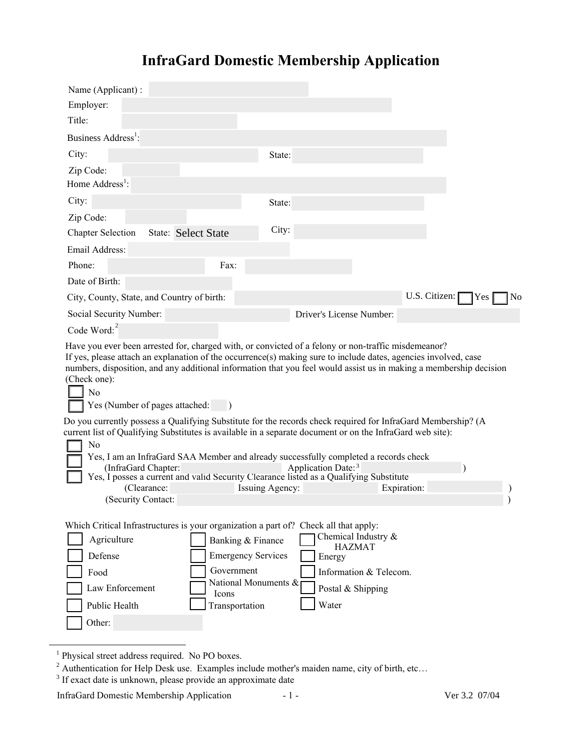# InfraGard Domestic Membership Application

Name (Applicant) :

Employer:

Title:

Business Address[1]:

City: State:

Zip Code:

Home Address[1]:

City: State:

Zip Code:

Chapter Selection State: Select State City:

Email Address:

Phone: Fax:

Date of Birth:

City, County, State, and Country of birth: U.S. Citizen: ☐ Yes ☐ No

Social Security Number: Driver's License Number:

Code Word:[2]

Have you ever been arrested for, charged with, or convicted of a felony or non-traffic misdemeanor? If yes, please attach an explanation of the occurrence(s) making sure to include dates, agencies involved, case numbers, disposition, and any additional information that you feel would assist us in making a membership decision (Check one):

- ☐ No
- ☐ Yes (Number of pages attached: )

Do you currently possess a Qualifying Substitute for the records check required for InfraGard Membership? (A current list of Qualifying Substitutes is available in a separate document or on the InfraGard web site):

- ☐ No
- ☐ Yes, I am an InfraGard SAA Member and already successfully completed a records check (InfraGard Chapter: Application Date:[3] )
- ☐ Yes, I posses a current and valid Security Clearance listed as a Qualifying Substitute (Clearance: Issuing Agency: Expiration: ) (Security Contact: )

Which Critical Infrastructures is your organization a part of? Check all that apply:

- ☐ Agriculture
- ☐ Banking & Finance
- ☐ Chemical Industry & HAZMAT
- ☐ Defense
- ☐ Emergency Services
- ☐ Energy
- ☐ Food
- ☐ Government
- ☐ Information & Telecom.
- ☐ Law Enforcement
- ☐ National Monuments & Icons
- ☐ Postal & Shipping
- ☐ Public Health
- ☐ Transportation
- ☐ Water
- ☐ Other:

---

[1] Physical street address required. No PO boxes.

[2] Authentication for Help Desk use. Examples include mother's maiden name, city of birth, etc…

[3] If exact date is unknown, please provide an approximate date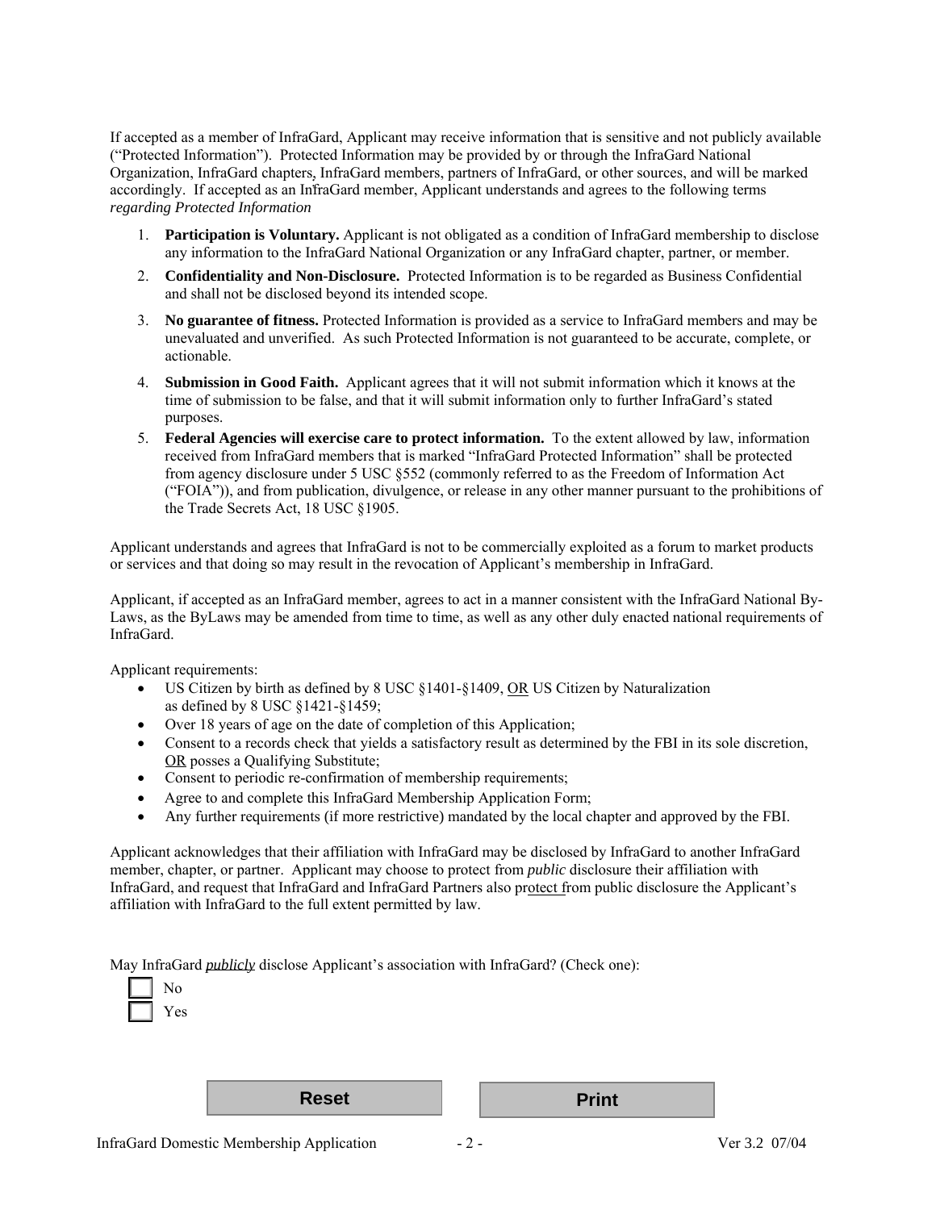If accepted as a member of InfraGard, Applicant may receive information that is sensitive and not publicly available ("Protected Information"). Protected Information may be provided by or through the InfraGard National Organization, InfraGard chapters, InfraGard members, partners of InfraGard, or other sources, and will be marked accordingly. If accepted as an InfraGard member, Applicant understands and agrees to the following terms *regarding Protected Information*

1. **Participation is Voluntary.** Applicant is not obligated as a condition of InfraGard membership to disclose any information to the InfraGard National Organization or any InfraGard chapter, partner, or member.
2. **Confidentiality and Non-Disclosure.** Protected Information is to be regarded as Business Confidential and shall not be disclosed beyond its intended scope.
3. **No guarantee of fitness.** Protected Information is provided as a service to InfraGard members and may be unevaluated and unverified. As such Protected Information is not guaranteed to be accurate, complete, or actionable.
4. **Submission in Good Faith.** Applicant agrees that it will not submit information which it knows at the time of submission to be false, and that it will submit information only to further InfraGard's stated purposes.
5. **Federal Agencies will exercise care to protect information.** To the extent allowed by law, information received from InfraGard members that is marked "InfraGard Protected Information" shall be protected from agency disclosure under 5 USC §552 (commonly referred to as the Freedom of Information Act ("FOIA")), and from publication, divulgence, or release in any other manner pursuant to the prohibitions of the Trade Secrets Act, 18 USC §1905.

Applicant understands and agrees that InfraGard is not to be commercially exploited as a forum to market products or services and that doing so may result in the revocation of Applicant's membership in InfraGard.

Applicant, if accepted as an InfraGard member, agrees to act in a manner consistent with the InfraGard National By-Laws, as the ByLaws may be amended from time to time, as well as any other duly enacted national requirements of InfraGard.

Applicant requirements:

- US Citizen by birth as defined by 8 USC §1401-§1409, OR US Citizen by Naturalization as defined by 8 USC §1421-§1459;
- Over 18 years of age on the date of completion of this Application;
- Consent to a records check that yields a satisfactory result as determined by the FBI in its sole discretion, OR posses a Qualifying Substitute;
- Consent to periodic re-confirmation of membership requirements;
- Agree to and complete this InfraGard Membership Application Form;
- Any further requirements (if more restrictive) mandated by the local chapter and approved by the FBI.

Applicant acknowledges that their affiliation with InfraGard may be disclosed by InfraGard to another InfraGard member, chapter, or partner. Applicant may choose to protect from *public* disclosure their affiliation with InfraGard, and request that InfraGard and InfraGard Partners also protect from public disclosure the Applicant's affiliation with InfraGard to the full extent permitted by law.

May InfraGard ***publicly*** disclose Applicant's association with InfraGard? (Check one):

☐ No
☐ Yes

**Reset** **Print**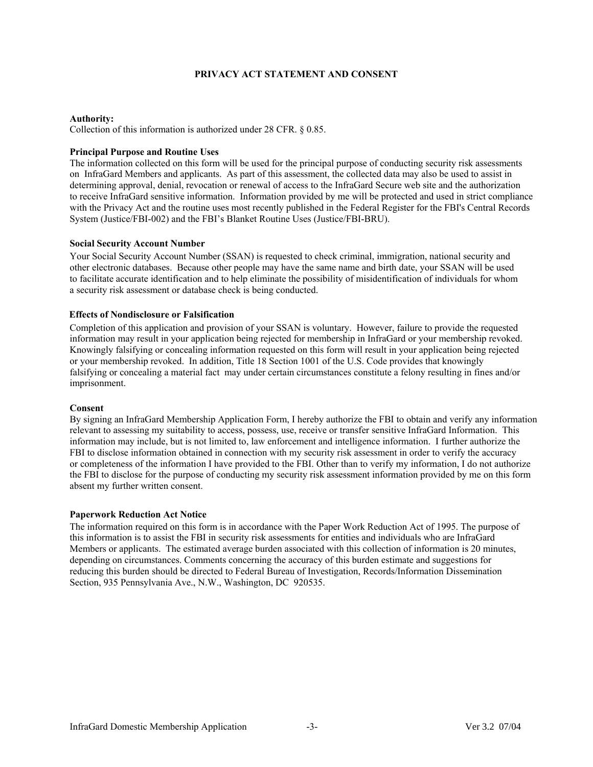# PRIVACY ACT STATEMENT AND CONSENT

**Authority:**
Collection of this information is authorized under 28 CFR. § 0.85.

**Principal Purpose and Routine Uses**
The information collected on this form will be used for the principal purpose of conducting security risk assessments on InfraGard Members and applicants. As part of this assessment, the collected data may also be used to assist in determining approval, denial, revocation or renewal of access to the InfraGard Secure web site and the authorization to receive InfraGard sensitive information. Information provided by me will be protected and used in strict compliance with the Privacy Act and the routine uses most recently published in the Federal Register for the FBI's Central Records System (Justice/FBI-002) and the FBI's Blanket Routine Uses (Justice/FBI-BRU).

**Social Security Account Number**
Your Social Security Account Number (SSAN) is requested to check criminal, immigration, national security and other electronic databases. Because other people may have the same name and birth date, your SSAN will be used to facilitate accurate identification and to help eliminate the possibility of misidentification of individuals for whom a security risk assessment or database check is being conducted.

**Effects of Nondisclosure or Falsification**
Completion of this application and provision of your SSAN is voluntary. However, failure to provide the requested information may result in your application being rejected for membership in InfraGard or your membership revoked. Knowingly falsifying or concealing information requested on this form will result in your application being rejected or your membership revoked. In addition, Title 18 Section 1001 of the U.S. Code provides that knowingly falsifying or concealing a material fact may under certain circumstances constitute a felony resulting in fines and/or imprisonment.

**Consent**
By signing an InfraGard Membership Application Form, I hereby authorize the FBI to obtain and verify any information relevant to assessing my suitability to access, possess, use, receive or transfer sensitive InfraGard Information. This information may include, but is not limited to, law enforcement and intelligence information. I further authorize the FBI to disclose information obtained in connection with my security risk assessment in order to verify the accuracy or completeness of the information I have provided to the FBI. Other than to verify my information, I do not authorize the FBI to disclose for the purpose of conducting my security risk assessment information provided by me on this form absent my further written consent.

**Paperwork Reduction Act Notice**
The information required on this form is in accordance with the Paper Work Reduction Act of 1995. The purpose of this information is to assist the FBI in security risk assessments for entities and individuals who are InfraGard Members or applicants. The estimated average burden associated with this collection of information is 20 minutes, depending on circumstances. Comments concerning the accuracy of this burden estimate and suggestions for reducing this burden should be directed to Federal Bureau of Investigation, Records/Information Dissemination Section, 935 Pennsylvania Ave., N.W., Washington, DC 920535.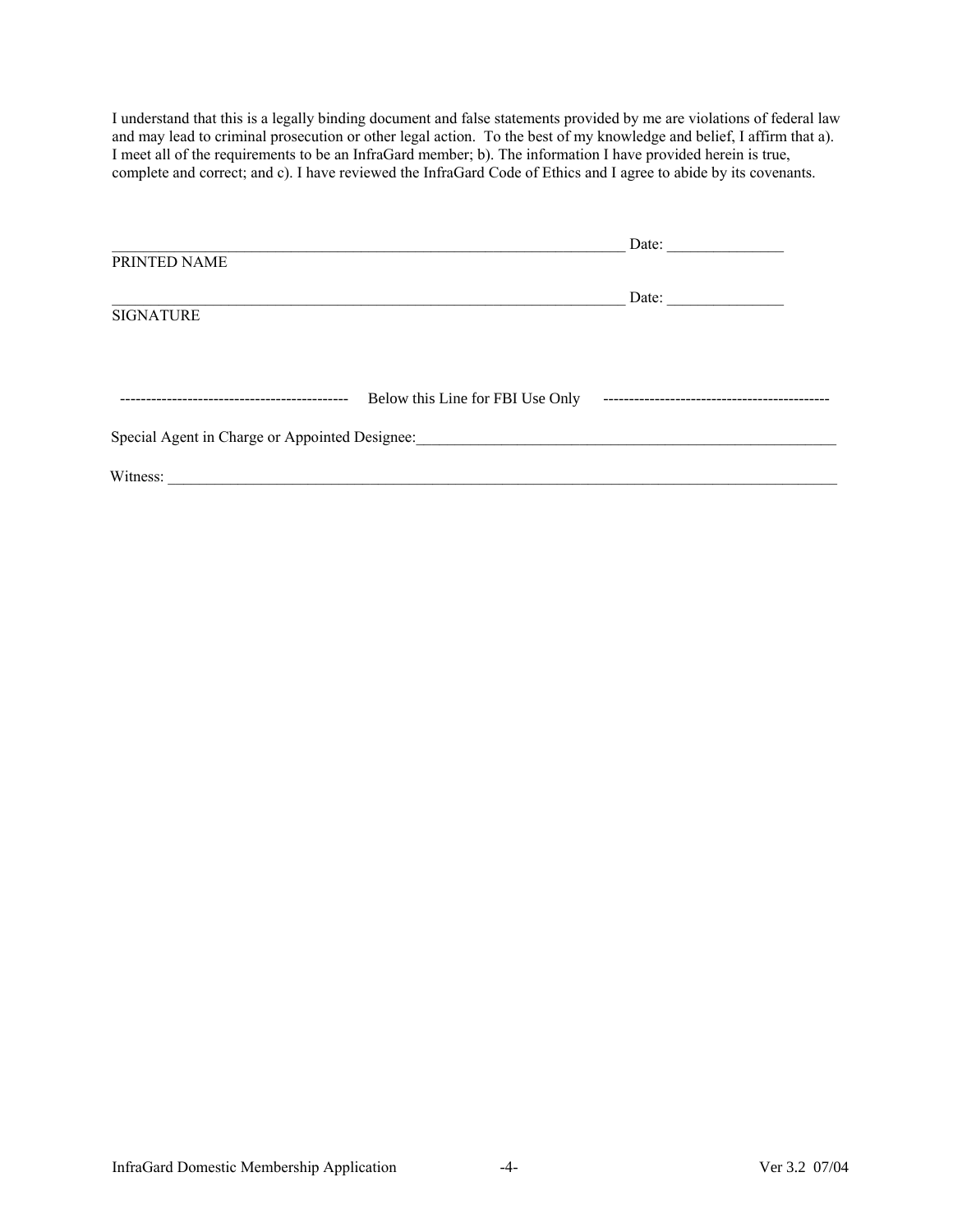I understand that this is a legally binding document and false statements provided by me are violations of federal law and may lead to criminal prosecution or other legal action. To the best of my knowledge and belief, I affirm that a). I meet all of the requirements to be an InfraGard member; b). The information I have provided herein is true, complete and correct; and c). I have reviewed the InfraGard Code of Ethics and I agree to abide by its covenants.

_________________________________________________________________ Date: _______________
PRINTED NAME

_________________________________________________________________ Date: _______________
SIGNATURE

-------------------------------------------- Below this Line for FBI Use Only --------------------------------------------

Special Agent in Charge or Appointed Designee:_________________________________________________________

Witness: _____________________________________________________________________________________________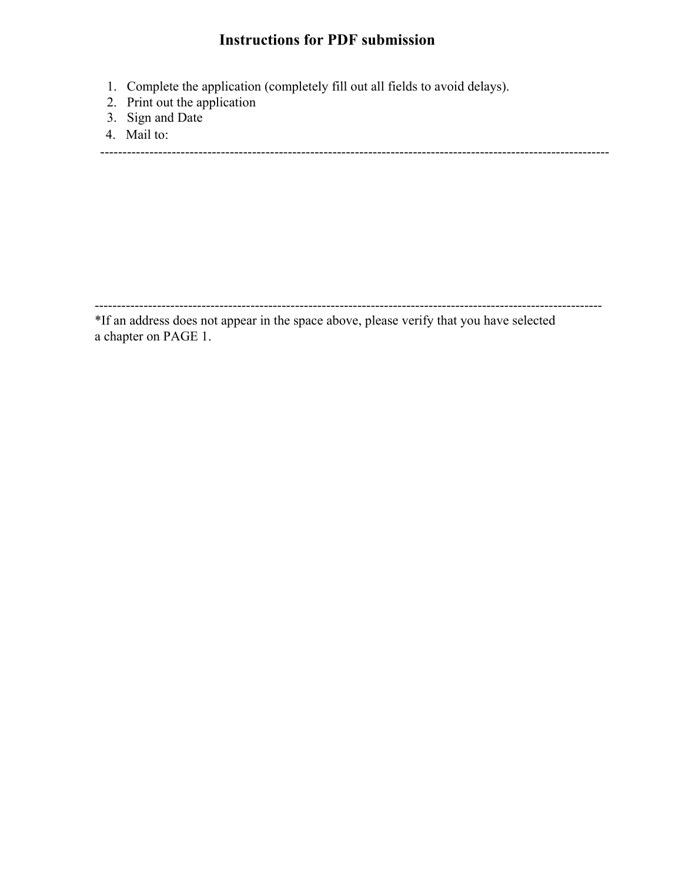# Instructions for PDF submission

1. Complete the application (completely fill out all fields to avoid delays).
2. Print out the application
3. Sign and Date
4. Mail to:

---

---

*If an address does not appear in the space above, please verify that you have selected a chapter on PAGE 1.